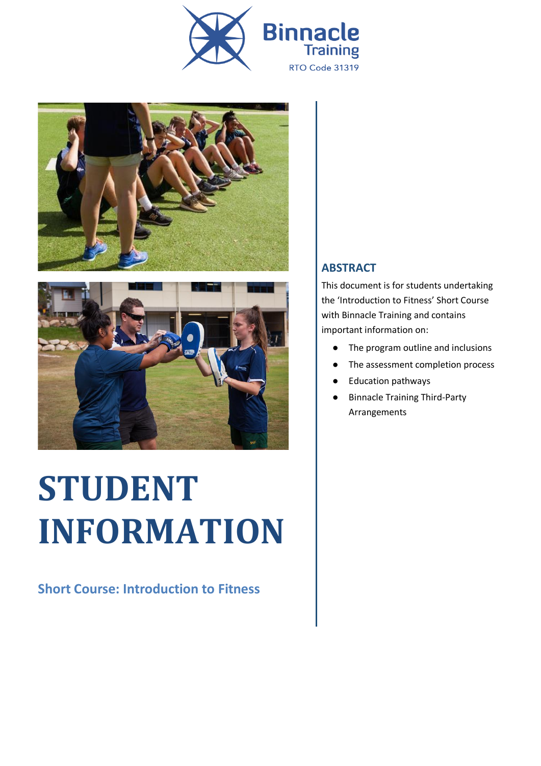Binnacle Training

RTO Code 31319

# STUDENT INFORMATION

## Short Course: Introduction to Fitness

## ABSTRACT

This document is for students undertaking the 'Introduction to Fitness' Short Course with Binnacle Training and contains important information on:

- The program outline and inclusions
- The assessment completion process
- Education pathways
- Binnacle Training Third-Party Arrangements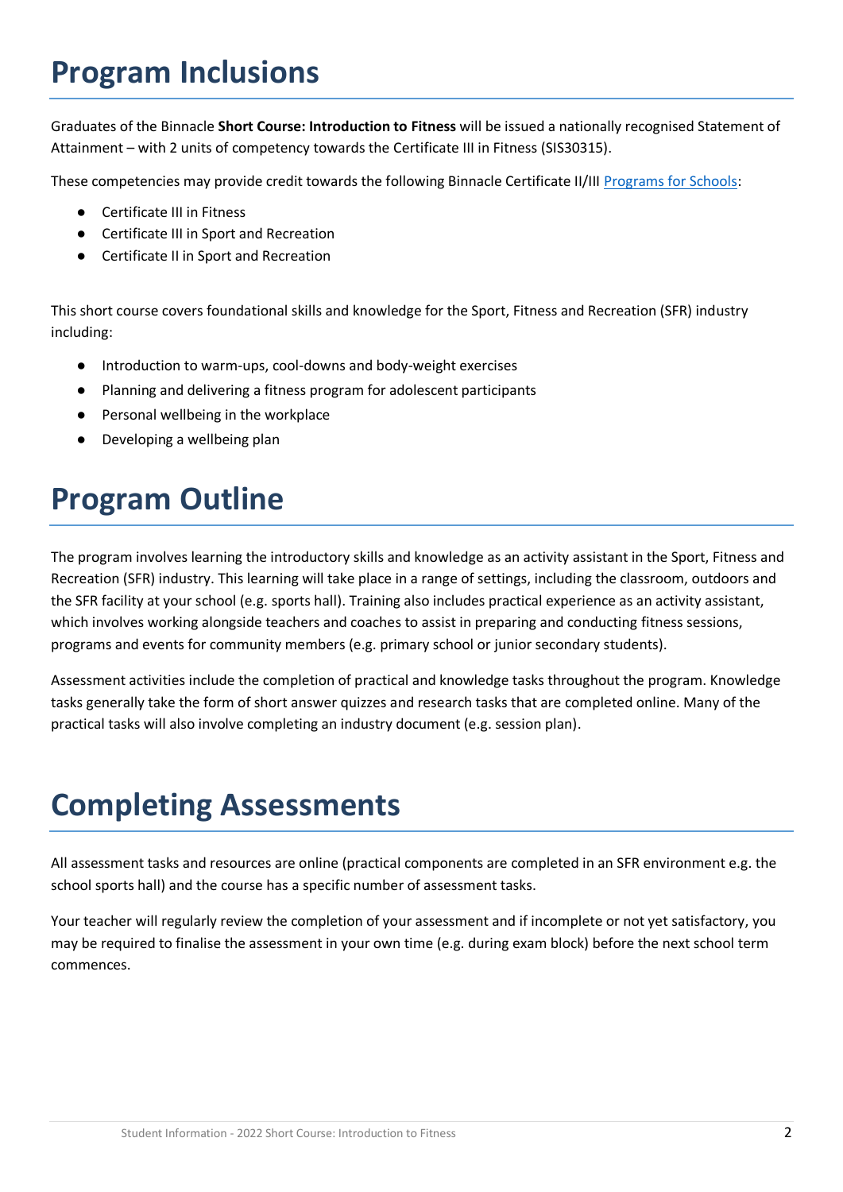# Program Inclusions

Graduates of the Binnacle **Short Course: Introduction to Fitness** will be issued a nationally recognised Statement of Attainment – with 2 units of competency towards the Certificate III in Fitness (SIS30315).

These competencies may provide credit towards the following Binnacle Certificate II/III Programs for Schools:

- Certificate III in Fitness
- Certificate III in Sport and Recreation
- Certificate II in Sport and Recreation

This short course covers foundational skills and knowledge for the Sport, Fitness and Recreation (SFR) industry including:

- Introduction to warm-ups, cool-downs and body-weight exercises
- Planning and delivering a fitness program for adolescent participants
- Personal wellbeing in the workplace
- Developing a wellbeing plan

# Program Outline

The program involves learning the introductory skills and knowledge as an activity assistant in the Sport, Fitness and Recreation (SFR) industry. This learning will take place in a range of settings, including the classroom, outdoors and the SFR facility at your school (e.g. sports hall). Training also includes practical experience as an activity assistant, which involves working alongside teachers and coaches to assist in preparing and conducting fitness sessions, programs and events for community members (e.g. primary school or junior secondary students).

Assessment activities include the completion of practical and knowledge tasks throughout the program. Knowledge tasks generally take the form of short answer quizzes and research tasks that are completed online. Many of the practical tasks will also involve completing an industry document (e.g. session plan).

# Completing Assessments

All assessment tasks and resources are online (practical components are completed in an SFR environment e.g. the school sports hall) and the course has a specific number of assessment tasks.

Your teacher will regularly review the completion of your assessment and if incomplete or not yet satisfactory, you may be required to finalise the assessment in your own time (e.g. during exam block) before the next school term commences.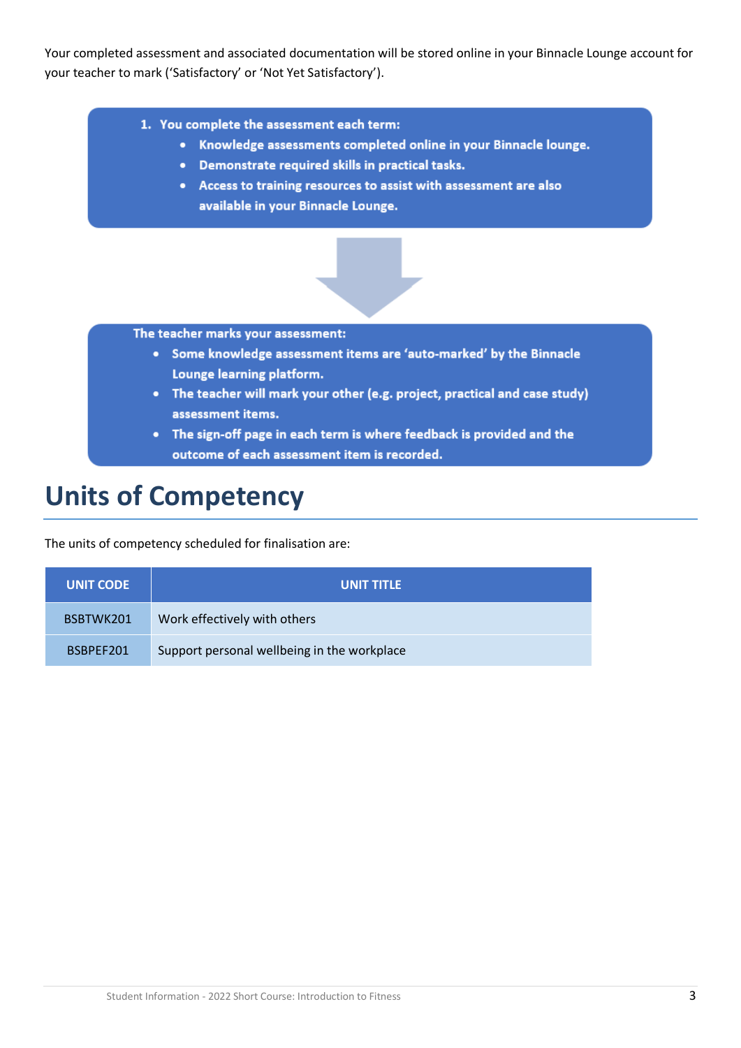Your completed assessment and associated documentation will be stored online in your Binnacle Lounge account for your teacher to mark ('Satisfactory' or 'Not Yet Satisfactory').

1. **You complete the assessment each term:**
   - **Knowledge assessments completed online in your Binnacle lounge.**
   - **Demonstrate required skills in practical tasks.**
   - **Access to training resources to assist with assessment are also available in your Binnacle Lounge.**

**The teacher marks your assessment:**

- **Some knowledge assessment items are 'auto-marked' by the Binnacle Lounge learning platform.**
- **The teacher will mark your other (e.g. project, practical and case study) assessment items.**
- **The sign-off page in each term is where feedback is provided and the outcome of each assessment item is recorded.**

# Units of Competency

The units of competency scheduled for finalisation are:

| UNIT CODE | UNIT TITLE |
|---|---|
| BSBTWK201 | Work effectively with others |
| BSBPEF201 | Support personal wellbeing in the workplace |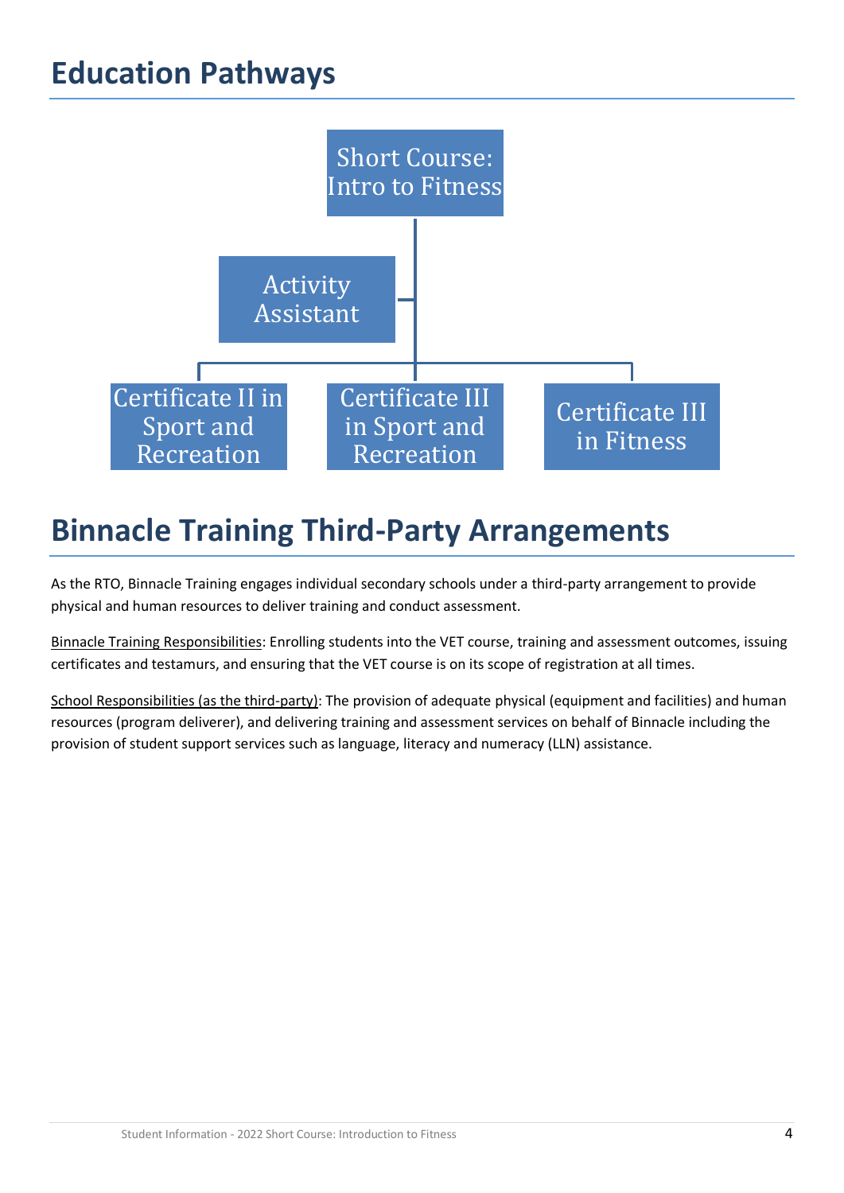# Education Pathways

Short Course: Intro to Fitness

Activity Assistant

Certificate II in Sport and Recreation

Certificate III in Sport and Recreation

Certificate III in Fitness

# Binnacle Training Third-Party Arrangements

As the RTO, Binnacle Training engages individual secondary schools under a third-party arrangement to provide physical and human resources to deliver training and conduct assessment.

<u>Binnacle Training Responsibilities</u>: Enrolling students into the VET course, training and assessment outcomes, issuing certificates and testamurs, and ensuring that the VET course is on its scope of registration at all times.

<u>School Responsibilities (as the third-party)</u>: The provision of adequate physical (equipment and facilities) and human resources (program deliverer), and delivering training and assessment services on behalf of Binnacle including the provision of student support services such as language, literacy and numeracy (LLN) assistance.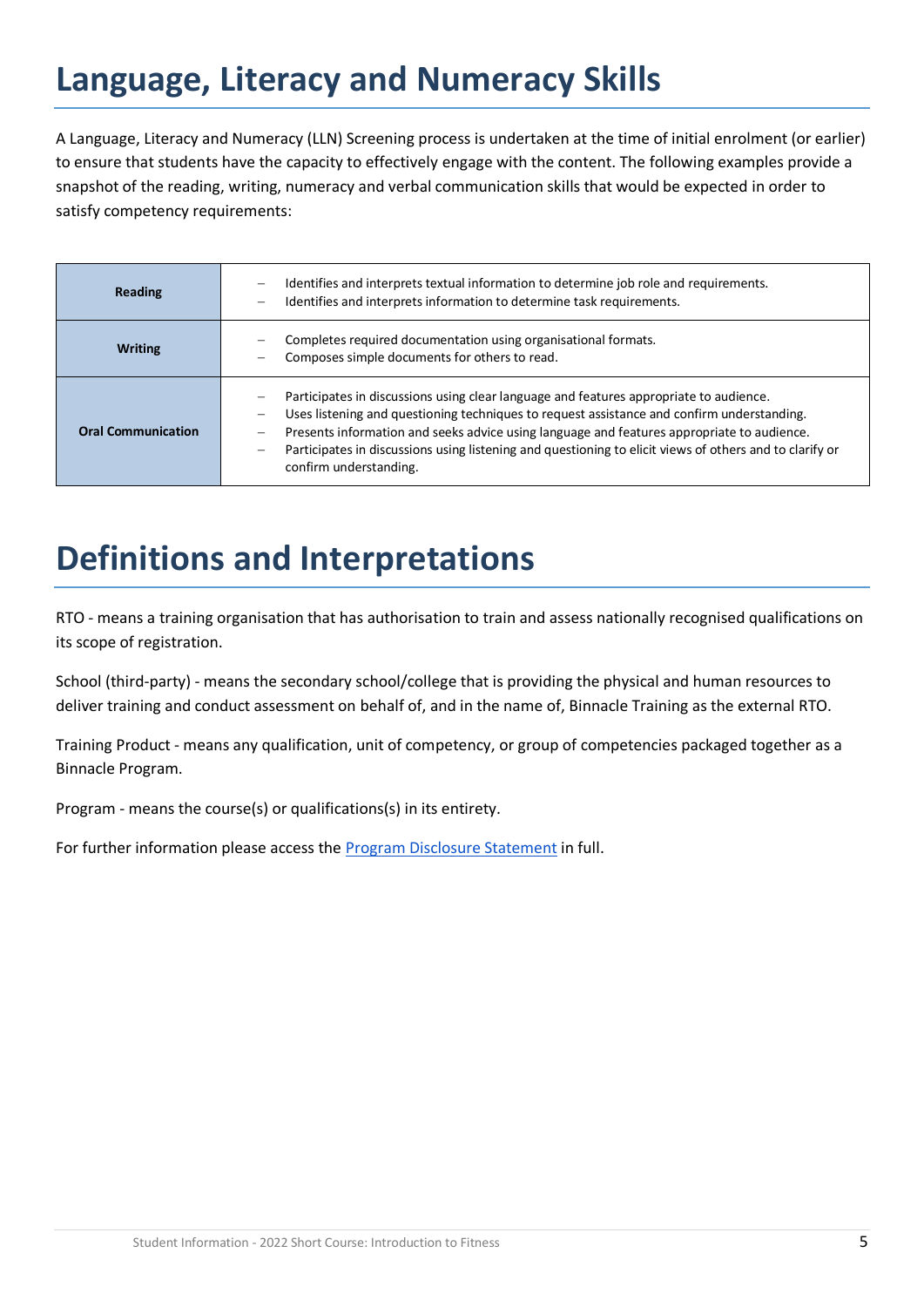# Language, Literacy and Numeracy Skills

A Language, Literacy and Numeracy (LLN) Screening process is undertaken at the time of initial enrolment (or earlier) to ensure that students have the capacity to effectively engage with the content. The following examples provide a snapshot of the reading, writing, numeracy and verbal communication skills that would be expected in order to satisfy competency requirements:

| | |
|---|---|
| **Reading** | – Identifies and interprets textual information to determine job role and requirements.<br>– Identifies and interprets information to determine task requirements. |
| **Writing** | – Completes required documentation using organisational formats.<br>– Composes simple documents for others to read. |
| **Oral Communication** | – Participates in discussions using clear language and features appropriate to audience.<br>– Uses listening and questioning techniques to request assistance and confirm understanding.<br>– Presents information and seeks advice using language and features appropriate to audience.<br>– Participates in discussions using listening and questioning to elicit views of others and to clarify or confirm understanding. |

# Definitions and Interpretations

RTO - means a training organisation that has authorisation to train and assess nationally recognised qualifications on its scope of registration.

School (third-party) - means the secondary school/college that is providing the physical and human resources to deliver training and conduct assessment on behalf of, and in the name of, Binnacle Training as the external RTO.

Training Product - means any qualification, unit of competency, or group of competencies packaged together as a Binnacle Program.

Program - means the course(s) or qualifications(s) in its entirety.

For further information please access the Program Disclosure Statement in full.